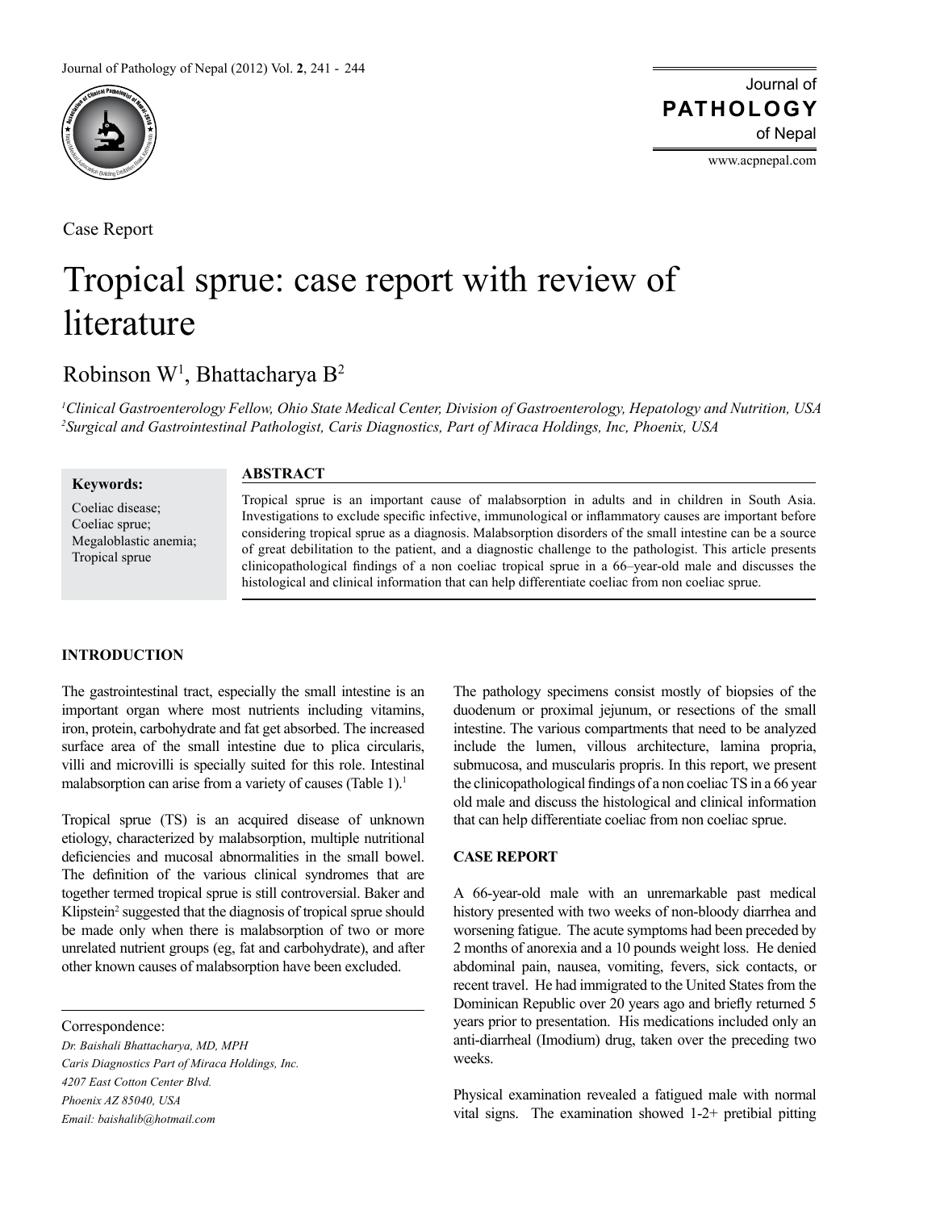Case Report

# Tropical sprue: case report with review of literature

Robinson W[1], Bhattacharya B[2]

[1]*Clinical Gastroenterology Fellow, Ohio State Medical Center, Division of Gastroenterology, Hepatology and Nutrition, USA*
[2]*Surgical and Gastrointestinal Pathologist, Caris Diagnostics, Part of Miraca Holdings, Inc, Phoenix, USA*

**Keywords:**
Coeliac disease;
Coeliac sprue;
Megaloblastic anemia;
Tropical sprue

## ABSTRACT

Tropical sprue is an important cause of malabsorption in adults and in children in South Asia. Investigations to exclude specific infective, immunological or inflammatory causes are important before considering tropical sprue as a diagnosis. Malabsorption disorders of the small intestine can be a source of great debilitation to the patient, and a diagnostic challenge to the pathologist. This article presents clinicopathological findings of a non coeliac tropical sprue in a 66–year-old male and discusses the histological and clinical information that can help differentiate coeliac from non coeliac sprue.

## INTRODUCTION

The gastrointestinal tract, especially the small intestine is an important organ where most nutrients including vitamins, iron, protein, carbohydrate and fat get absorbed. The increased surface area of the small intestine due to plica circularis, villi and microvilli is specially suited for this role. Intestinal malabsorption can arise from a variety of causes (Table 1).[1]

Tropical sprue (TS) is an acquired disease of unknown etiology, characterized by malabsorption, multiple nutritional deficiencies and mucosal abnormalities in the small bowel. The definition of the various clinical syndromes that are together termed tropical sprue is still controversial. Baker and Klipstein[2] suggested that the diagnosis of tropical sprue should be made only when there is malabsorption of two or more unrelated nutrient groups (eg, fat and carbohydrate), and after other known causes of malabsorption have been excluded.

The pathology specimens consist mostly of biopsies of the duodenum or proximal jejunum, or resections of the small intestine. The various compartments that need to be analyzed include the lumen, villous architecture, lamina propria, submucosa, and muscularis propris. In this report, we present the clinicopathological findings of a non coeliac TS in a 66 year old male and discuss the histological and clinical information that can help differentiate coeliac from non coeliac sprue.

## CASE REPORT

A 66-year-old male with an unremarkable past medical history presented with two weeks of non-bloody diarrhea and worsening fatigue. The acute symptoms had been preceded by 2 months of anorexia and a 10 pounds weight loss. He denied abdominal pain, nausea, vomiting, fevers, sick contacts, or recent travel. He had immigrated to the United States from the Dominican Republic over 20 years ago and briefly returned 5 years prior to presentation. His medications included only an anti-diarrheal (Imodium) drug, taken over the preceding two weeks.

Physical examination revealed a fatigued male with normal vital signs. The examination showed 1-2+ pretibial pitting

Correspondence:
*Dr. Baishali Bhattacharya, MD, MPH*
*Caris Diagnostics Part of Miraca Holdings, Inc.*
*4207 East Cotton Center Blvd.*
*Phoenix AZ 85040, USA*
*Email: baishalib@hotmail.com*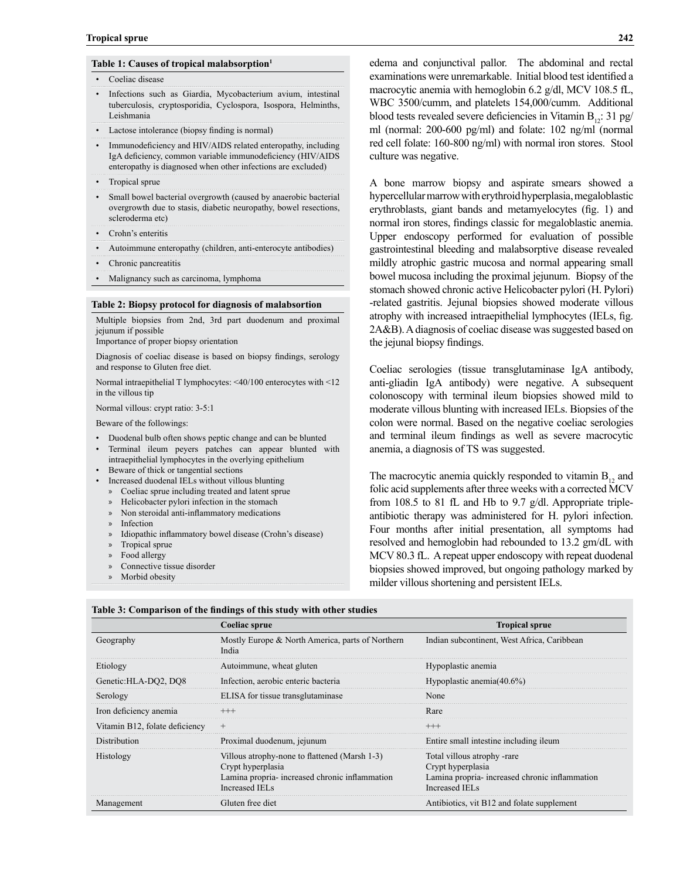**Table 1: Causes of tropical malabsorption[1]**

- Coeliac disease
- Infections such as Giardia, Mycobacterium avium, intestinal tuberculosis, cryptosporidia, Cyclospora, Isospora, Helminths, Leishmania
- Lactose intolerance (biopsy finding is normal)
- Immunodeficiency and HIV/AIDS related enteropathy, including IgA deficiency, common variable immunodeficiency (HIV/AIDS enteropathy is diagnosed when other infections are excluded)
- Tropical sprue
- Small bowel bacterial overgrowth (caused by anaerobic bacterial overgrowth due to stasis, diabetic neuropathy, bowel resections, scleroderma etc)
- Crohn's enteritis
- Autoimmune enteropathy (children, anti-enterocyte antibodies)
- Chronic pancreatitis
- Malignancy such as carcinoma, lymphoma

**Table 2: Biopsy protocol for diagnosis of malabsortion**

Multiple biopsies from 2nd, 3rd part duodenum and proximal jejunum if possible

Importance of proper biopsy orientation

Diagnosis of coeliac disease is based on biopsy findings, serology and response to Gluten free diet.

Normal intraepithelial T lymphocytes: <40/100 enterocytes with <12 in the villous tip

Normal villous: crypt ratio: 3-5:1

Beware of the followings:

- Duodenal bulb often shows peptic change and can be blunted
- Terminal ileum peyers patches can appear blunted with intraepithelial lymphocytes in the overlying epithelium
- Beware of thick or tangential sections
- Increased duodenal IELs without villous blunting
  - Coeliac sprue including treated and latent sprue
  - Helicobacter pylori infection in the stomach
  - Non steroidal anti-inflammatory medications
  - Infection
  - Idiopathic inflammatory bowel disease (Crohn's disease)
  - Tropical sprue
  - Food allergy
  - Connective tissue disorder
  - Morbid obesity

edema and conjunctival pallor. The abdominal and rectal examinations were unremarkable. Initial blood test identified a macrocytic anemia with hemoglobin 6.2 g/dl, MCV 108.5 fL, WBC 3500/cumm, and platelets 154,000/cumm. Additional blood tests revealed severe deficiencies in Vitamin $B_{12}$: 31 pg/ml (normal: 200-600 pg/ml) and folate: 102 ng/ml (normal red cell folate: 160-800 ng/ml) with normal iron stores. Stool culture was negative.

A bone marrow biopsy and aspirate smears showed a hypercellular marrow with erythroid hyperplasia, megaloblastic erythroblasts, giant bands and metamyelocytes (fig. 1) and normal iron stores, findings classic for megaloblastic anemia. Upper endoscopy performed for evaluation of possible gastrointestinal bleeding and malabsorptive disease revealed mildly atrophic gastric mucosa and normal appearing small bowel mucosa including the proximal jejunum. Biopsy of the stomach showed chronic active Helicobacter pylori (H. Pylori) -related gastritis. Jejunal biopsies showed moderate villous atrophy with increased intraepithelial lymphocytes (IELs, fig. 2A&B). A diagnosis of coeliac disease was suggested based on the jejunal biopsy findings.

Coeliac serologies (tissue transglutaminase IgA antibody, anti-gliadin IgA antibody) were negative. A subsequent colonoscopy with terminal ileum biopsies showed mild to moderate villous blunting with increased IELs. Biopsies of the colon were normal. Based on the negative coeliac serologies and terminal ileum findings as well as severe macrocytic anemia, a diagnosis of TS was suggested.

The macrocytic anemia quickly responded to vitamin $B_{12}$ and folic acid supplements after three weeks with a corrected MCV from 108.5 to 81 fL and Hb to 9.7 g/dl. Appropriate triple-antibiotic therapy was administered for H. pylori infection. Four months after initial presentation, all symptoms had resolved and hemoglobin had rebounded to 13.2 gm/dL with MCV 80.3 fL. A repeat upper endoscopy with repeat duodenal biopsies showed improved, but ongoing pathology marked by milder villous shortening and persistent IELs.

**Table 3: Comparison of the findings of this study with other studies**

| | Coeliac sprue | Tropical sprue |
|---|---|---|
| Geography | Mostly Europe & North America, parts of Northern India | Indian subcontinent, West Africa, Caribbean |
| Etiology | Autoimmune, wheat gluten | Hypoplastic anemia |
| Genetic:HLA-DQ2, DQ8 | Infection, aerobic enteric bacteria | Hypoplastic anemia(40.6%) |
| Serology | ELISA for tissue transglutaminase | None |
| Iron deficiency anemia | +++ | Rare |
| Vitamin B12, folate deficiency | + | +++ |
| Distribution | Proximal duodenum, jejunum | Entire small intestine including ileum |
| Histology | Villous atrophy-none to flattened (Marsh 1-3)<br>Crypt hyperplasia<br>Lamina propria- increased chronic inflammation<br>Increased IELs | Total villous atrophy -rare<br>Crypt hyperplasia<br>Lamina propria- increased chronic inflammation<br>Increased IELs |
| Management | Gluten free diet | Antibiotics, vit B12 and folate supplement |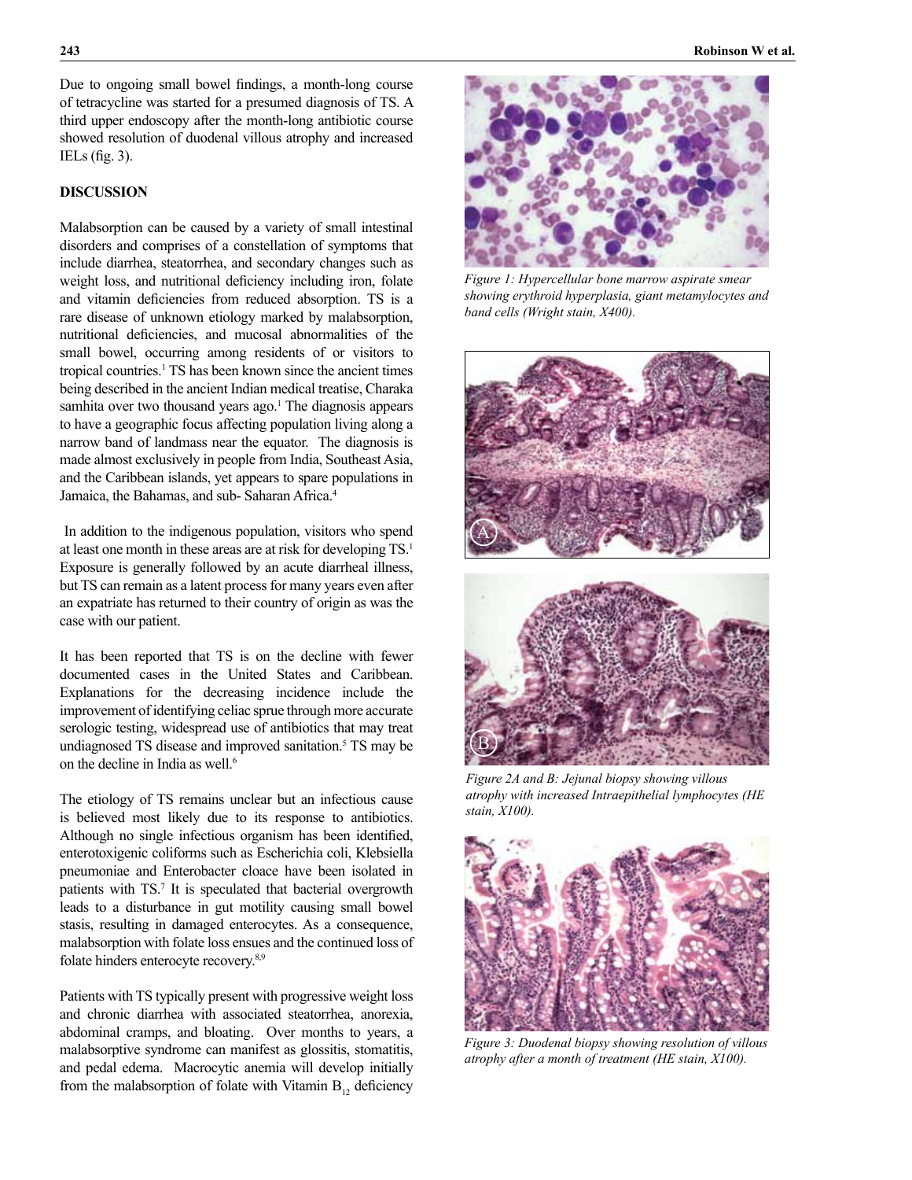Due to ongoing small bowel findings, a month-long course of tetracycline was started for a presumed diagnosis of TS. A third upper endoscopy after the month-long antibiotic course showed resolution of duodenal villous atrophy and increased IELs (fig. 3).

## DISCUSSION

Malabsorption can be caused by a variety of small intestinal disorders and comprises of a constellation of symptoms that include diarrhea, steatorrhea, and secondary changes such as weight loss, and nutritional deficiency including iron, folate and vitamin deficiencies from reduced absorption. TS is a rare disease of unknown etiology marked by malabsorption, nutritional deficiencies, and mucosal abnormalities of the small bowel, occurring among residents of or visitors to tropical countries.[1] TS has been known since the ancient times being described in the ancient Indian medical treatise, Charaka samhita over two thousand years ago.[1] The diagnosis appears to have a geographic focus affecting population living along a narrow band of landmass near the equator. The diagnosis is made almost exclusively in people from India, Southeast Asia, and the Caribbean islands, yet appears to spare populations in Jamaica, the Bahamas, and sub- Saharan Africa.[4]

In addition to the indigenous population, visitors who spend at least one month in these areas are at risk for developing TS.[1] Exposure is generally followed by an acute diarrheal illness, but TS can remain as a latent process for many years even after an expatriate has returned to their country of origin as was the case with our patient.

It has been reported that TS is on the decline with fewer documented cases in the United States and Caribbean. Explanations for the decreasing incidence include the improvement of identifying celiac sprue through more accurate serologic testing, widespread use of antibiotics that may treat undiagnosed TS disease and improved sanitation.[5] TS may be on the decline in India as well.[6]

The etiology of TS remains unclear but an infectious cause is believed most likely due to its response to antibiotics. Although no single infectious organism has been identified, enterotoxigenic coliforms such as Escherichia coli, Klebsiella pneumoniae and Enterobacter cloace have been isolated in patients with TS.[7] It is speculated that bacterial overgrowth leads to a disturbance in gut motility causing small bowel stasis, resulting in damaged enterocytes. As a consequence, malabsorption with folate loss ensues and the continued loss of folate hinders enterocyte recovery.[8,9]

Patients with TS typically present with progressive weight loss and chronic diarrhea with associated steatorrhea, anorexia, abdominal cramps, and bloating. Over months to years, a malabsorptive syndrome can manifest as glossitis, stomatitis, and pedal edema. Macrocytic anemia will develop initially from the malabsorption of folate with Vitamin $B_{12}$ deficiency

*Figure 1: Hypercellular bone marrow aspirate smear showing erythroid hyperplasia, giant metamylocytes and band cells (Wright stain, X400).*

*Figure 2A and B: Jejunal biopsy showing villous atrophy with increased Intraepithelial lymphocytes (HE stain, X100).*

*Figure 3: Duodenal biopsy showing resolution of villous atrophy after a month of treatment (HE stain, X100).*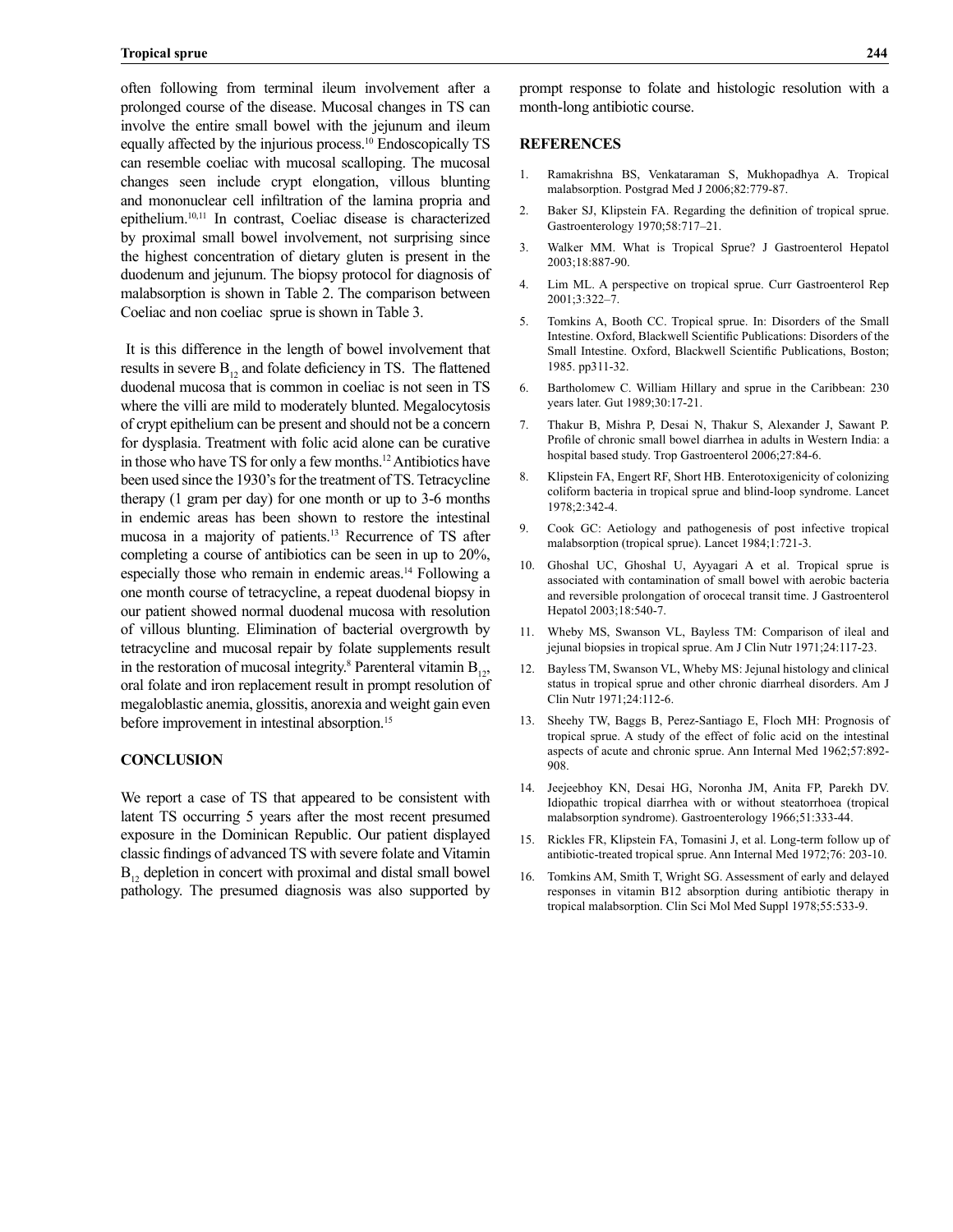often following from terminal ileum involvement after a prolonged course of the disease. Mucosal changes in TS can involve the entire small bowel with the jejunum and ileum equally affected by the injurious process.[10] Endoscopically TS can resemble coeliac with mucosal scalloping. The mucosal changes seen include crypt elongation, villous blunting and mononuclear cell infiltration of the lamina propria and epithelium.[10,11] In contrast, Coeliac disease is characterized by proximal small bowel involvement, not surprising since the highest concentration of dietary gluten is present in the duodenum and jejunum. The biopsy protocol for diagnosis of malabsorption is shown in Table 2. The comparison between Coeliac and non coeliac sprue is shown in Table 3.

It is this difference in the length of bowel involvement that results in severe $B_{12}$ and folate deficiency in TS. The flattened duodenal mucosa that is common in coeliac is not seen in TS where the villi are mild to moderately blunted. Megalocytosis of crypt epithelium can be present and should not be a concern for dysplasia. Treatment with folic acid alone can be curative in those who have TS for only a few months.[12] Antibiotics have been used since the 1930's for the treatment of TS. Tetracycline therapy (1 gram per day) for one month or up to 3-6 months in endemic areas has been shown to restore the intestinal mucosa in a majority of patients.[13] Recurrence of TS after completing a course of antibiotics can be seen in up to 20%, especially those who remain in endemic areas.[14] Following a one month course of tetracycline, a repeat duodenal biopsy in our patient showed normal duodenal mucosa with resolution of villous blunting. Elimination of bacterial overgrowth by tetracycline and mucosal repair by folate supplements result in the restoration of mucosal integrity.[8] Parenteral vitamin $B_{12}$, oral folate and iron replacement result in prompt resolution of megaloblastic anemia, glossitis, anorexia and weight gain even before improvement in intestinal absorption.[15]

## CONCLUSION

We report a case of TS that appeared to be consistent with latent TS occurring 5 years after the most recent presumed exposure in the Dominican Republic. Our patient displayed classic findings of advanced TS with severe folate and Vitamin $B_{12}$ depletion in concert with proximal and distal small bowel pathology. The presumed diagnosis was also supported by prompt response to folate and histologic resolution with a month-long antibiotic course.

## REFERENCES

1. Ramakrishna BS, Venkataraman S, Mukhopadhya A. Tropical malabsorption. Postgrad Med J 2006;82:779-87.
2. Baker SJ, Klipstein FA. Regarding the definition of tropical sprue. Gastroenterology 1970;58:717–21.
3. Walker MM. What is Tropical Sprue? J Gastroenterol Hepatol 2003;18:887-90.
4. Lim ML. A perspective on tropical sprue. Curr Gastroenterol Rep 2001;3:322–7.
5. Tomkins A, Booth CC. Tropical sprue. In: Disorders of the Small Intestine. Oxford, Blackwell Scientific Publications: Disorders of the Small Intestine. Oxford, Blackwell Scientific Publications, Boston; 1985. pp311-32.
6. Bartholomew C. William Hillary and sprue in the Caribbean: 230 years later. Gut 1989;30:17-21.
7. Thakur B, Mishra P, Desai N, Thakur S, Alexander J, Sawant P. Profile of chronic small bowel diarrhea in adults in Western India: a hospital based study. Trop Gastroenterol 2006;27:84-6.
8. Klipstein FA, Engert RF, Short HB. Enterotoxigenicity of colonizing coliform bacteria in tropical sprue and blind-loop syndrome. Lancet 1978;2:342-4.
9. Cook GC: Aetiology and pathogenesis of post infective tropical malabsorption (tropical sprue). Lancet 1984;1:721-3.
10. Ghoshal UC, Ghoshal U, Ayyagari A et al. Tropical sprue is associated with contamination of small bowel with aerobic bacteria and reversible prolongation of orocecal transit time. J Gastroenterol Hepatol 2003;18:540-7.
11. Wheby MS, Swanson VL, Bayless TM: Comparison of ileal and jejunal biopsies in tropical sprue. Am J Clin Nutr 1971;24:117-23.
12. Bayless TM, Swanson VL, Wheby MS: Jejunal histology and clinical status in tropical sprue and other chronic diarrheal disorders. Am J Clin Nutr 1971;24:112-6.
13. Sheehy TW, Baggs B, Perez-Santiago E, Floch MH: Prognosis of tropical sprue. A study of the effect of folic acid on the intestinal aspects of acute and chronic sprue. Ann Internal Med 1962;57:892-908.
14. Jeejeebhoy KN, Desai HG, Noronha JM, Anita FP, Parekh DV. Idiopathic tropical diarrhea with or without steatorrhoea (tropical malabsorption syndrome). Gastroenterology 1966;51:333-44.
15. Rickles FR, Klipstein FA, Tomasini J, et al. Long-term follow up of antibiotic-treated tropical sprue. Ann Internal Med 1972;76: 203-10.
16. Tomkins AM, Smith T, Wright SG. Assessment of early and delayed responses in vitamin B12 absorption during antibiotic therapy in tropical malabsorption. Clin Sci Mol Med Suppl 1978;55:533-9.